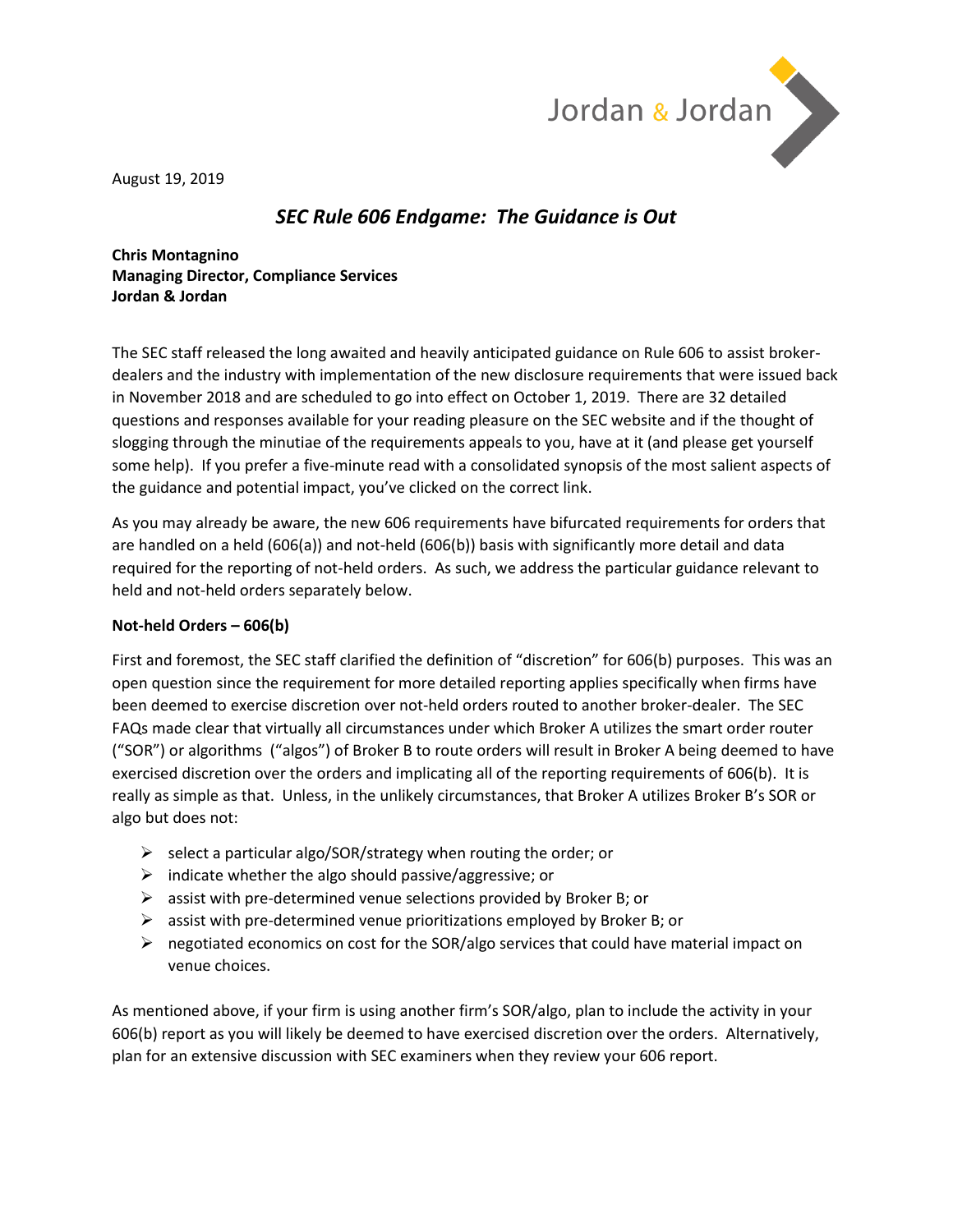August 19, 2019

## *SEC Rule 606 Endgame: The Guidance is Out*

**Chris Montagnino**
**Managing Director, Compliance Services**
**Jordan & Jordan**

The SEC staff released the long awaited and heavily anticipated guidance on Rule 606 to assist broker-dealers and the industry with implementation of the new disclosure requirements that were issued back in November 2018 and are scheduled to go into effect on October 1, 2019. There are 32 detailed questions and responses available for your reading pleasure on the SEC website and if the thought of slogging through the minutiae of the requirements appeals to you, have at it (and please get yourself some help). If you prefer a five-minute read with a consolidated synopsis of the most salient aspects of the guidance and potential impact, you've clicked on the correct link.

As you may already be aware, the new 606 requirements have bifurcated requirements for orders that are handled on a held (606(a)) and not-held (606(b)) basis with significantly more detail and data required for the reporting of not-held orders. As such, we address the particular guidance relevant to held and not-held orders separately below.

**Not-held Orders – 606(b)**

First and foremost, the SEC staff clarified the definition of "discretion" for 606(b) purposes. This was an open question since the requirement for more detailed reporting applies specifically when firms have been deemed to exercise discretion over not-held orders routed to another broker-dealer. The SEC FAQs made clear that virtually all circumstances under which Broker A utilizes the smart order router ("SOR") or algorithms ("algos") of Broker B to route orders will result in Broker A being deemed to have exercised discretion over the orders and implicating all of the reporting requirements of 606(b). It is really as simple as that. Unless, in the unlikely circumstances, that Broker A utilizes Broker B's SOR or algo but does not:

- select a particular algo/SOR/strategy when routing the order; or
- indicate whether the algo should passive/aggressive; or
- assist with pre-determined venue selections provided by Broker B; or
- assist with pre-determined venue prioritizations employed by Broker B; or
- negotiated economics on cost for the SOR/algo services that could have material impact on venue choices.

As mentioned above, if your firm is using another firm's SOR/algo, plan to include the activity in your 606(b) report as you will likely be deemed to have exercised discretion over the orders. Alternatively, plan for an extensive discussion with SEC examiners when they review your 606 report.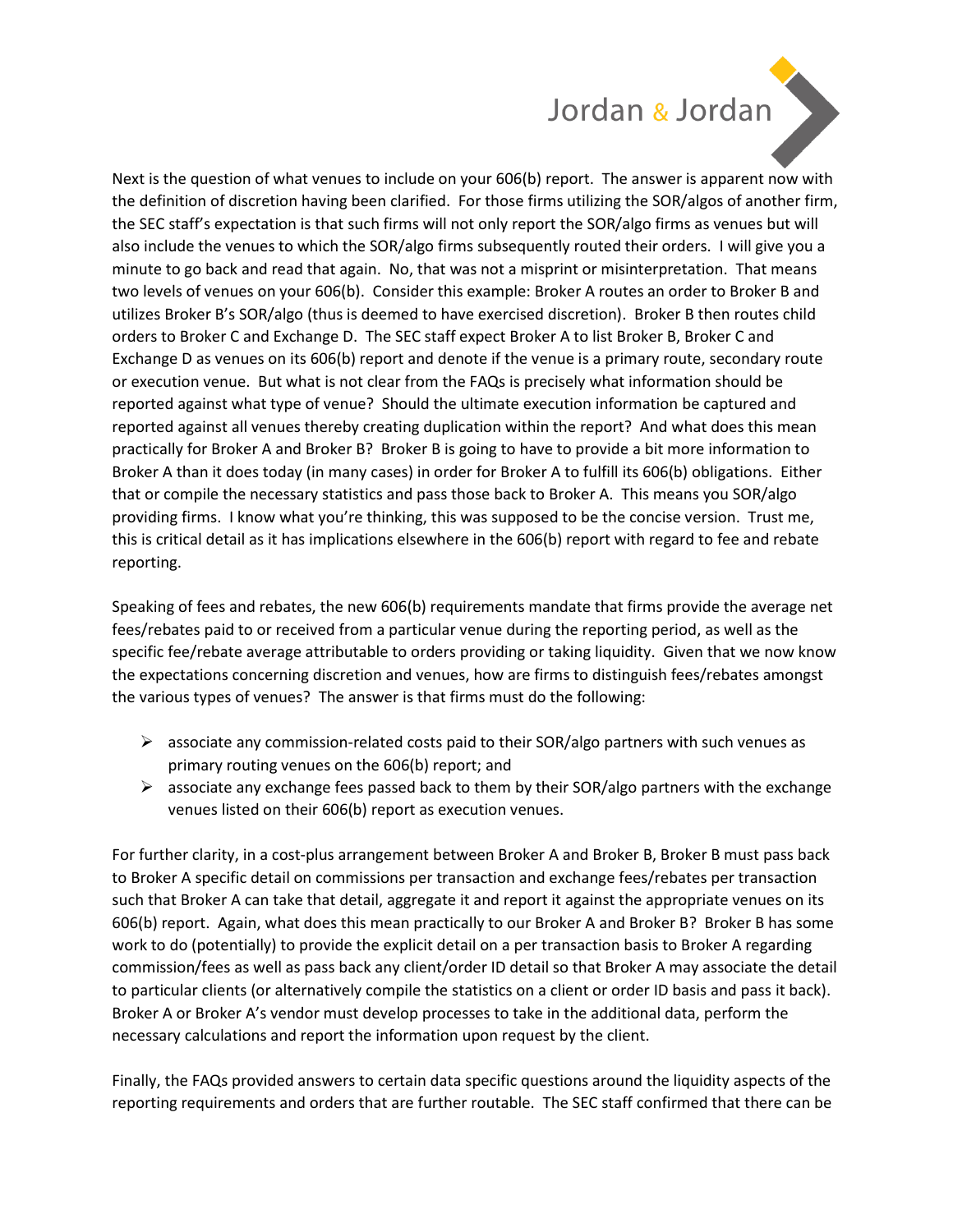Next is the question of what venues to include on your 606(b) report. The answer is apparent now with the definition of discretion having been clarified. For those firms utilizing the SOR/algos of another firm, the SEC staff's expectation is that such firms will not only report the SOR/algo firms as venues but will also include the venues to which the SOR/algo firms subsequently routed their orders. I will give you a minute to go back and read that again. No, that was not a misprint or misinterpretation. That means two levels of venues on your 606(b). Consider this example: Broker A routes an order to Broker B and utilizes Broker B's SOR/algo (thus is deemed to have exercised discretion). Broker B then routes child orders to Broker C and Exchange D. The SEC staff expect Broker A to list Broker B, Broker C and Exchange D as venues on its 606(b) report and denote if the venue is a primary route, secondary route or execution venue. But what is not clear from the FAQs is precisely what information should be reported against what type of venue? Should the ultimate execution information be captured and reported against all venues thereby creating duplication within the report? And what does this mean practically for Broker A and Broker B? Broker B is going to have to provide a bit more information to Broker A than it does today (in many cases) in order for Broker A to fulfill its 606(b) obligations. Either that or compile the necessary statistics and pass those back to Broker A. This means you SOR/algo providing firms. I know what you're thinking, this was supposed to be the concise version. Trust me, this is critical detail as it has implications elsewhere in the 606(b) report with regard to fee and rebate reporting.

Speaking of fees and rebates, the new 606(b) requirements mandate that firms provide the average net fees/rebates paid to or received from a particular venue during the reporting period, as well as the specific fee/rebate average attributable to orders providing or taking liquidity. Given that we now know the expectations concerning discretion and venues, how are firms to distinguish fees/rebates amongst the various types of venues? The answer is that firms must do the following:

- associate any commission-related costs paid to their SOR/algo partners with such venues as primary routing venues on the 606(b) report; and
- associate any exchange fees passed back to them by their SOR/algo partners with the exchange venues listed on their 606(b) report as execution venues.

For further clarity, in a cost-plus arrangement between Broker A and Broker B, Broker B must pass back to Broker A specific detail on commissions per transaction and exchange fees/rebates per transaction such that Broker A can take that detail, aggregate it and report it against the appropriate venues on its 606(b) report. Again, what does this mean practically to our Broker A and Broker B? Broker B has some work to do (potentially) to provide the explicit detail on a per transaction basis to Broker A regarding commission/fees as well as pass back any client/order ID detail so that Broker A may associate the detail to particular clients (or alternatively compile the statistics on a client or order ID basis and pass it back). Broker A or Broker A's vendor must develop processes to take in the additional data, perform the necessary calculations and report the information upon request by the client.

Finally, the FAQs provided answers to certain data specific questions around the liquidity aspects of the reporting requirements and orders that are further routable. The SEC staff confirmed that there can be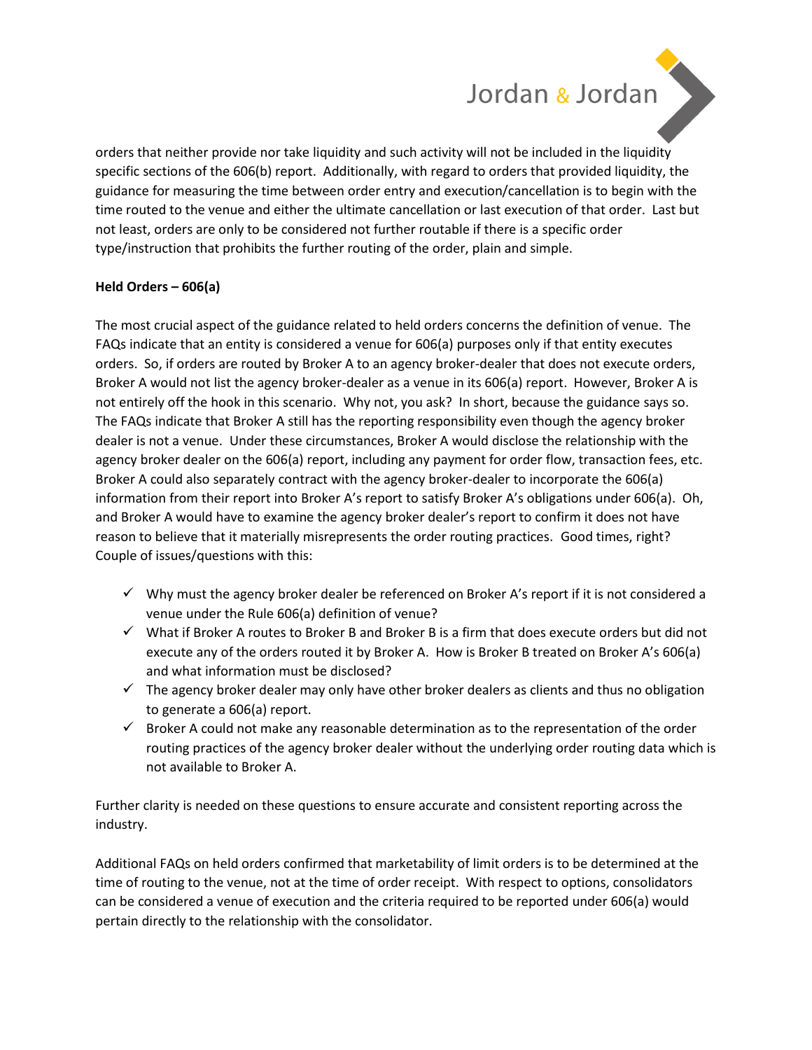orders that neither provide nor take liquidity and such activity will not be included in the liquidity specific sections of the 606(b) report. Additionally, with regard to orders that provided liquidity, the guidance for measuring the time between order entry and execution/cancellation is to begin with the time routed to the venue and either the ultimate cancellation or last execution of that order. Last but not least, orders are only to be considered not further routable if there is a specific order type/instruction that prohibits the further routing of the order, plain and simple.

**Held Orders – 606(a)**

The most crucial aspect of the guidance related to held orders concerns the definition of venue. The FAQs indicate that an entity is considered a venue for 606(a) purposes only if that entity executes orders. So, if orders are routed by Broker A to an agency broker-dealer that does not execute orders, Broker A would not list the agency broker-dealer as a venue in its 606(a) report. However, Broker A is not entirely off the hook in this scenario. Why not, you ask? In short, because the guidance says so. The FAQs indicate that Broker A still has the reporting responsibility even though the agency broker dealer is not a venue. Under these circumstances, Broker A would disclose the relationship with the agency broker dealer on the 606(a) report, including any payment for order flow, transaction fees, etc. Broker A could also separately contract with the agency broker-dealer to incorporate the 606(a) information from their report into Broker A's report to satisfy Broker A's obligations under 606(a). Oh, and Broker A would have to examine the agency broker dealer's report to confirm it does not have reason to believe that it materially misrepresents the order routing practices. Good times, right? Couple of issues/questions with this:

- ✓ Why must the agency broker dealer be referenced on Broker A's report if it is not considered a venue under the Rule 606(a) definition of venue?
- ✓ What if Broker A routes to Broker B and Broker B is a firm that does execute orders but did not execute any of the orders routed it by Broker A. How is Broker B treated on Broker A's 606(a) and what information must be disclosed?
- ✓ The agency broker dealer may only have other broker dealers as clients and thus no obligation to generate a 606(a) report.
- ✓ Broker A could not make any reasonable determination as to the representation of the order routing practices of the agency broker dealer without the underlying order routing data which is not available to Broker A.

Further clarity is needed on these questions to ensure accurate and consistent reporting across the industry.

Additional FAQs on held orders confirmed that marketability of limit orders is to be determined at the time of routing to the venue, not at the time of order receipt. With respect to options, consolidators can be considered a venue of execution and the criteria required to be reported under 606(a) would pertain directly to the relationship with the consolidator.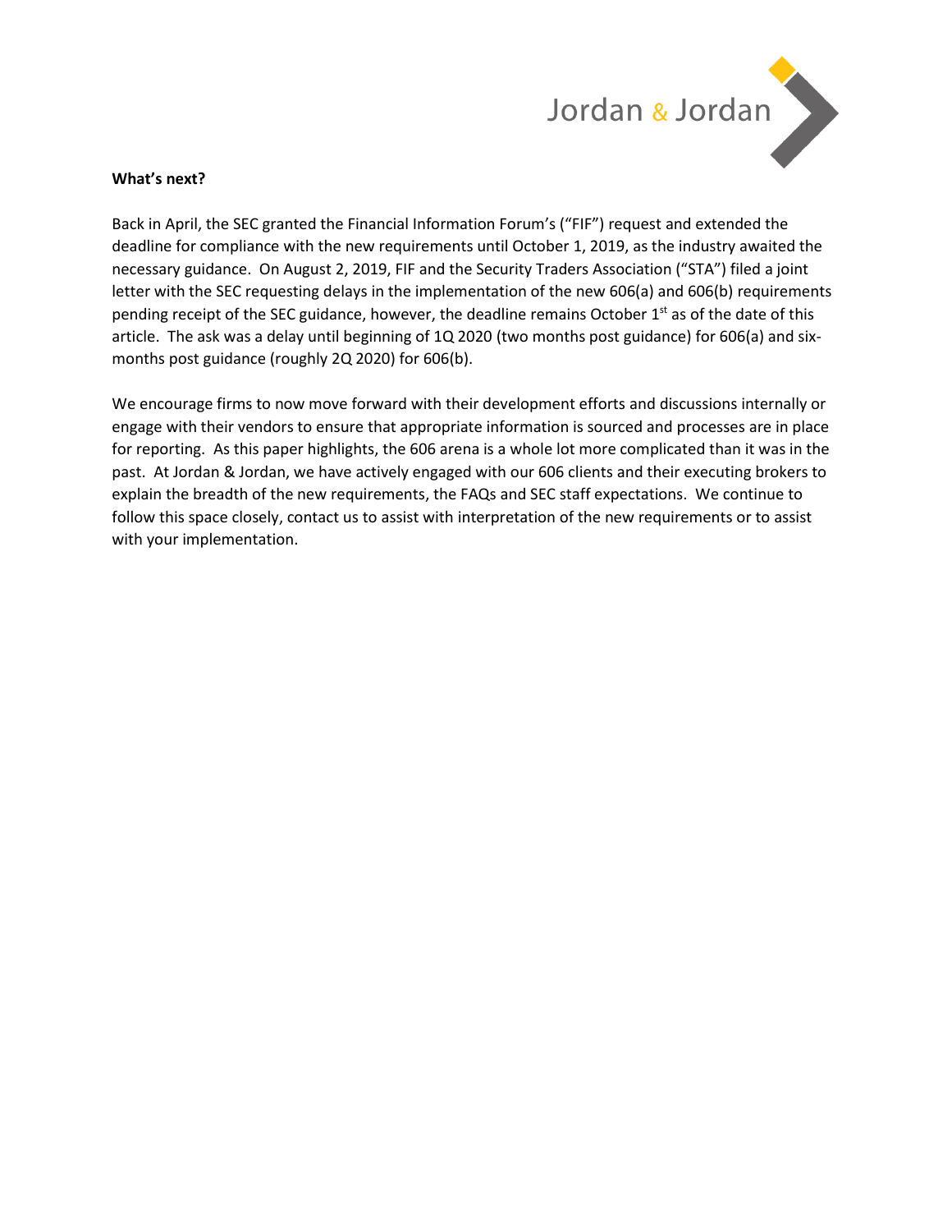**What's next?**

Back in April, the SEC granted the Financial Information Forum's ("FIF") request and extended the deadline for compliance with the new requirements until October 1, 2019, as the industry awaited the necessary guidance. On August 2, 2019, FIF and the Security Traders Association ("STA") filed a joint letter with the SEC requesting delays in the implementation of the new 606(a) and 606(b) requirements pending receipt of the SEC guidance, however, the deadline remains October 1st as of the date of this article. The ask was a delay until beginning of 1Q 2020 (two months post guidance) for 606(a) and six-months post guidance (roughly 2Q 2020) for 606(b).

We encourage firms to now move forward with their development efforts and discussions internally or engage with their vendors to ensure that appropriate information is sourced and processes are in place for reporting. As this paper highlights, the 606 arena is a whole lot more complicated than it was in the past. At Jordan & Jordan, we have actively engaged with our 606 clients and their executing brokers to explain the breadth of the new requirements, the FAQs and SEC staff expectations. We continue to follow this space closely, contact us to assist with interpretation of the new requirements or to assist with your implementation.